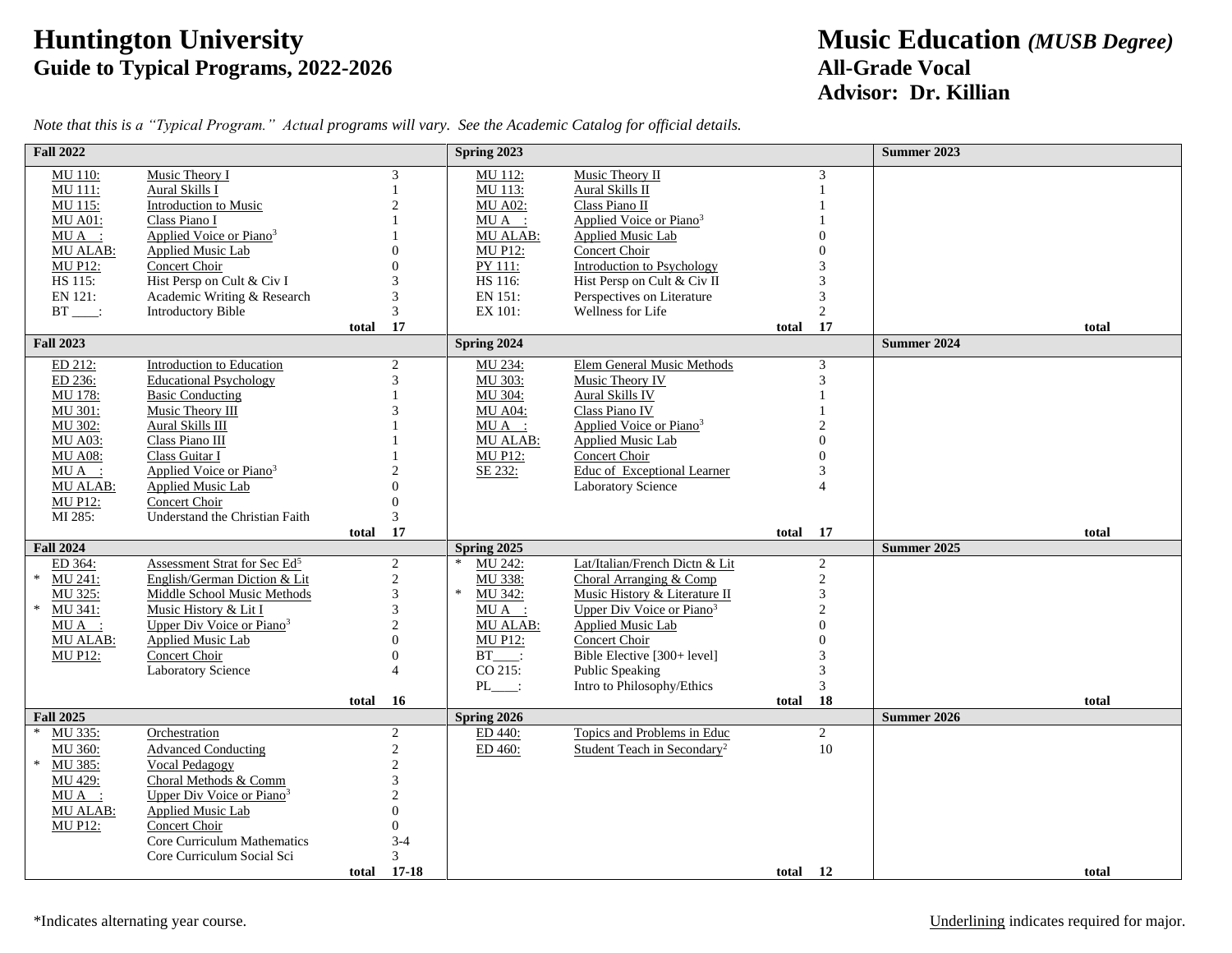# Huntington University
## Guide to Typical Programs, 2022-2026

# Music Education *(MUSB Degree)*
## All-Grade Vocal
## Advisor: Dr. Killian

*Note that this is a "Typical Program." Actual programs will vary. See the Academic Catalog for official details.*

### Fall 2022

| | | | |
|---|---|---|---|
| | MU 110: | Music Theory I | 3 |
| | MU 111: | Aural Skills I | 1 |
| | MU 115: | Introduction to Music | 2 |
| | MU A01: | Class Piano I | 1 |
| | MU A __: | Applied Voice or Piano[3] | 1 |
| | MU ALAB: | Applied Music Lab | 0 |
| | MU P12: | Concert Choir | 0 |
| | HS 115: | Hist Persp on Cult & Civ I | 3 |
| | EN 121: | Academic Writing & Research | 3 |
| | BT ____: | Introductory Bible | 3 |
| | | **total** | **17** |

### Spring 2023

| | | | |
|---|---|---|---|
| | MU 112: | Music Theory II | 3 |
| | MU 113: | Aural Skills II | 1 |
| | MU A02: | Class Piano II | 1 |
| | MU A __: | Applied Voice or Piano[3] | 1 |
| | MU ALAB: | Applied Music Lab | 0 |
| | MU P12: | Concert Choir | 0 |
| | PY 111: | Introduction to Psychology | 3 |
| | HS 116: | Hist Persp on Cult & Civ II | 3 |
| | EN 151: | Perspectives on Literature | 3 |
| | EX 101: | Wellness for Life | 2 |
| | | **total** | **17** |

### Summer 2023

**total**

### Fall 2023

| | | | |
|---|---|---|---|
| | ED 212: | Introduction to Education | 2 |
| | ED 236: | Educational Psychology | 3 |
| | MU 178: | Basic Conducting | 1 |
| | MU 301: | Music Theory III | 3 |
| | MU 302: | Aural Skills III | 1 |
| | MU A03: | Class Piano III | 1 |
| | MU A08: | Class Guitar I | 1 |
| | MU A __: | Applied Voice or Piano[3] | 2 |
| | MU ALAB: | Applied Music Lab | 0 |
| | MU P12: | Concert Choir | 0 |
| | MI 285: | Understand the Christian Faith | 3 |
| | | **total** | **17** |

### Spring 2024

| | | | |
|---|---|---|---|
| | MU 234: | Elem General Music Methods | 3 |
| | MU 303: | Music Theory IV | 3 |
| | MU 304: | Aural Skills IV | 1 |
| | MU A04: | Class Piano IV | 1 |
| | MU A __: | Applied Voice or Piano[3] | 2 |
| | MU ALAB: | Applied Music Lab | 0 |
| | MU P12: | Concert Choir | 0 |
| | SE 232: | Educ of Exceptional Learner | 3 |
| | | Laboratory Science | 4 |
| | | **total** | **17** |

### Summer 2024

**total**

### Fall 2024

| | | | |
|---|---|---|---|
| | ED 364: | Assessment Strat for Sec Ed[5] | 2 |
| * | MU 241: | English/German Diction & Lit | 2 |
| | MU 325: | Middle School Music Methods | 3 |
| * | MU 341: | Music History & Lit I | 3 |
| | MU A __: | Upper Div Voice or Piano[3] | 2 |
| | MU ALAB: | Applied Music Lab | 0 |
| | MU P12: | Concert Choir | 0 |
| | | Laboratory Science | 4 |
| | | **total** | **16** |

### Spring 2025

| | | | |
|---|---|---|---|
| * | MU 242: | Lat/Italian/French Dictn & Lit | 2 |
| | MU 338: | Choral Arranging & Comp | 2 |
| * | MU 342: | Music History & Literature II | 3 |
| | MU A __: | Upper Div Voice or Piano[3] | 2 |
| | MU ALAB: | Applied Music Lab | 0 |
| | MU P12: | Concert Choir | 0 |
| | BT____: | Bible Elective [300+ level] | 3 |
| | CO 215: | Public Speaking | 3 |
| | PL____: | Intro to Philosophy/Ethics | 3 |
| | | **total** | **18** |

### Summer 2025

**total**

### Fall 2025

| | | | |
|---|---|---|---|
| * | MU 335: | Orchestration | 2 |
| | MU 360: | Advanced Conducting | 2 |
| * | MU 385: | Vocal Pedagogy | 2 |
| | MU 429: | Choral Methods & Comm | 3 |
| | MU A __: | Upper Div Voice or Piano[3] | 2 |
| | MU ALAB: | Applied Music Lab | 0 |
| | MU P12: | Concert Choir | 0 |
| | | Core Curriculum Mathematics | 3-4 |
| | | Core Curriculum Social Sci | 3 |
| | | **total** | **17-18** |

### Spring 2026

| | | | |
|---|---|---|---|
| | ED 440: | Topics and Problems in Educ | 2 |
| | ED 460: | Student Teach in Secondary[2] | 10 |
| | | **total** | **12** |

### Summer 2026

**total**

*Indicates alternating year course.

Underlining indicates required for major.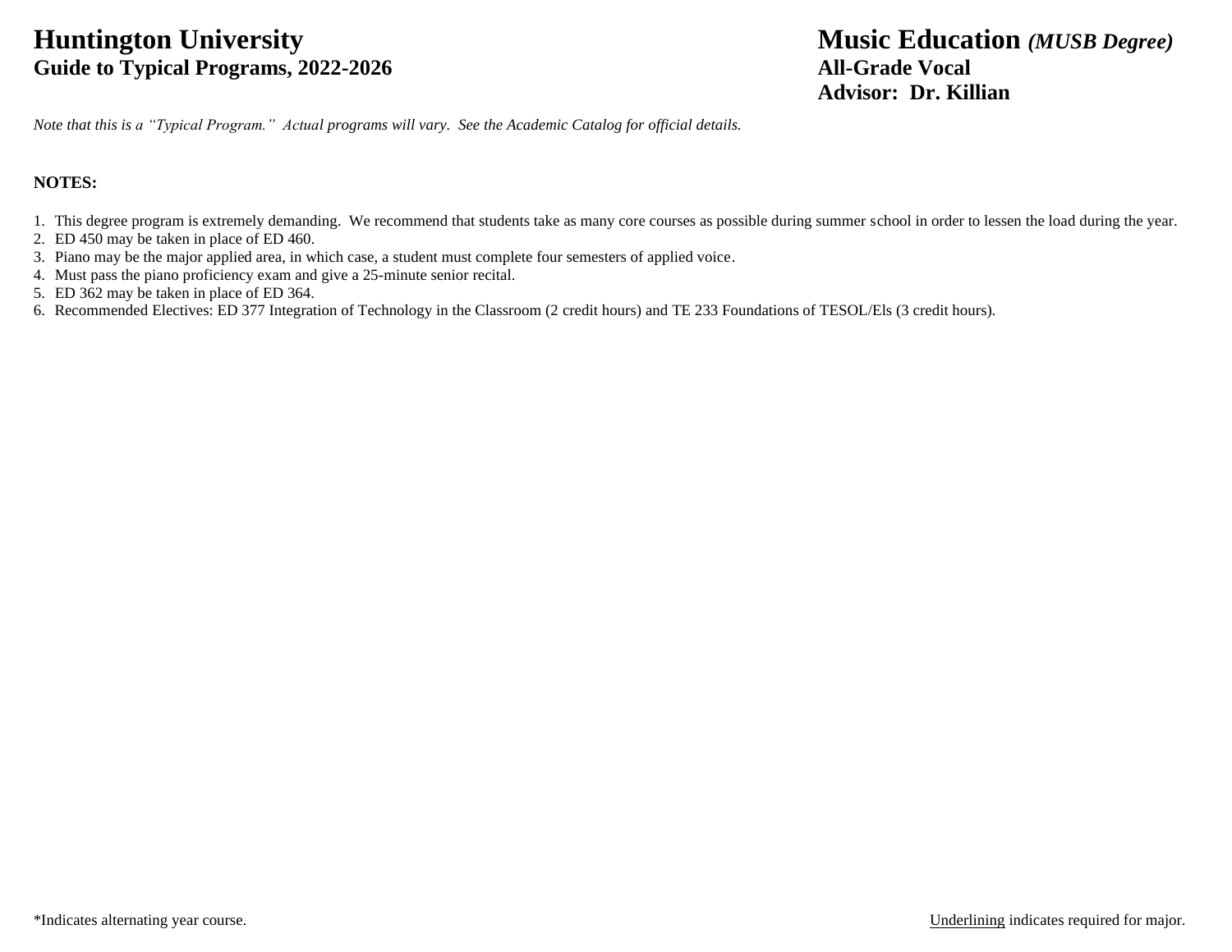# Huntington University

## Guide to Typical Programs, 2022-2026

# Music Education *(MUSB Degree)*

## All-Grade Vocal

## Advisor: Dr. Killian

*Note that this is a "Typical Program." Actual programs will vary. See the Academic Catalog for official details.*

**NOTES:**

1. This degree program is extremely demanding. We recommend that students take as many core courses as possible during summer school in order to lessen the load during the year.
2. ED 450 may be taken in place of ED 460.
3. Piano may be the major applied area, in which case, a student must complete four semesters of applied voice.
4. Must pass the piano proficiency exam and give a 25-minute senior recital.
5. ED 362 may be taken in place of ED 364.
6. Recommended Electives: ED 377 Integration of Technology in the Classroom (2 credit hours) and TE 233 Foundations of TESOL/Els (3 credit hours).

*Indicates alternating year course.

<u>Underlining</u> indicates required for major.